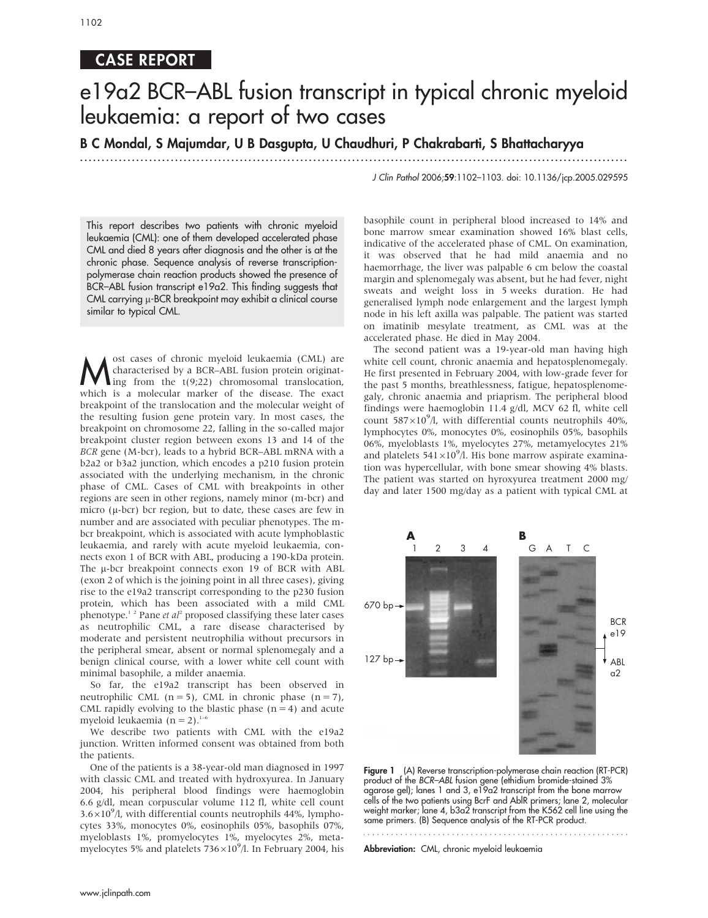## CASE REPORT

# e19a2 BCR–ABL fusion transcript in typical chronic myeloid leukaemia: a report of two cases

**B C Mondal, S Majumdar, U B Dasgupta, U Chaudhuri, P Chakrabarti, S Bhattacharyya**

*J Clin Pathol* 2006;**59**:1102–1103. doi: 10.1136/jcp.2005.029595

This report describes two patients with chronic myeloid leukaemia (CML): one of them developed accelerated phase CML and died 8 years after diagnosis and the other is at the chronic phase. Sequence analysis of reverse transcription-polymerase chain reaction products showed the presence of BCR–ABL fusion transcript e19a2. This finding suggests that CML carrying μ-BCR breakpoint may exhibit a clinical course similar to typical CML.

Most cases of chronic myeloid leukaemia (CML) are characterised by a BCR–ABL fusion protein originating from the t(9;22) chromosomal translocation, which is a molecular marker of the disease. The exact breakpoint of the translocation and the molecular weight of the resulting fusion gene protein vary. In most cases, the breakpoint on chromosome 22, falling in the so-called major breakpoint cluster region between exons 13 and 14 of the *BCR* gene (M-bcr), leads to a hybrid BCR–ABL mRNA with a b2a2 or b3a2 junction, which encodes a p210 fusion protein associated with the underlying mechanism, in the chronic phase of CML. Cases of CML with breakpoints in other regions are seen in other regions, namely minor (m-bcr) and micro (μ-bcr) bcr region, but to date, these cases are few in number and are associated with peculiar phenotypes. The m-bcr breakpoint, which is associated with acute lymphoblastic leukaemia, and rarely with acute myeloid leukaemia, connects exon 1 of BCR with ABL, producing a 190-kDa protein. The μ-bcr breakpoint connects exon 19 of BCR with ABL (exon 2 of which is the joining point in all three cases), giving rise to the e19a2 transcript corresponding to the p230 fusion protein, which has been associated with a mild CML phenotype.[1 2] Pane *et al*[2] proposed classifying these later cases as neutrophilic CML, a rare disease characterised by moderate and persistent neutrophilia without precursors in the peripheral smear, absent or normal splenomegaly and a benign clinical course, with a lower white cell count with minimal basophile, a milder anaemia.

So far, the e19a2 transcript has been observed in neutrophilic CML (n = 5), CML in chronic phase (n = 7), CML rapidly evolving to the blastic phase (n = 4) and acute myeloid leukaemia (n = 2).[1–6]

We describe two patients with CML with the e19a2 junction. Written informed consent was obtained from both the patients.

One of the patients is a 38-year-old man diagnosed in 1997 with classic CML and treated with hydroxyurea. In January 2004, his peripheral blood findings were haemoglobin 6.6 g/dl, mean corpuscular volume 112 fl, white cell count $3.6\times10^9$/l, with differential counts neutrophils 44%, lymphocytes 33%, monocytes 0%, eosinophils 05%, basophils 07%, myeloblasts 1%, promyelocytes 1%, myelocytes 2%, metamyelocytes 5% and platelets $736\times10^9$/l. In February 2004, his basophile count in peripheral blood increased to 14% and bone marrow smear examination showed 16% blast cells, indicative of the accelerated phase of CML. On examination, it was observed that he had mild anaemia and no haemorrhage, the liver was palpable 6 cm below the coastal margin and splenomegaly was absent, but he had fever, night sweats and weight loss in 5 weeks duration. He had generalised lymph node enlargement and the largest lymph node in his left axilla was palpable. The patient was started on imatinib mesylate treatment, as CML was at the accelerated phase. He died in May 2004.

The second patient was a 19-year-old man having high white cell count, chronic anaemia and hepatosplenomegaly. He first presented in February 2004, with low-grade fever for the past 5 months, breathlessness, fatigue, hepatosplenomegaly, chronic anaemia and priaprism. The peripheral blood findings were haemoglobin 11.4 g/dl, MCV 62 fl, white cell count $587\times10^9$/l, with differential counts neutrophils 40%, lymphocytes 0%, monocytes 0%, eosinophils 05%, basophils 06%, myeloblasts 1%, myelocytes 27%, metamyelocytes 21% and platelets $541\times10^9$/l. His bone marrow aspirate examination was hypercellular, with bone smear showing 4% blasts. The patient was started on hyroxyurea treatment 2000 mg/day and later 1500 mg/day as a patient with typical CML at

**Figure 1** (A) Reverse transcription-polymerase chain reaction (RT-PCR) product of the *BCR–ABL* fusion gene (ethidium bromide-stained 3% agarose gel); lanes 1 and 3, e19a2 transcript from the bone marrow cells of the two patients using BcrF and AblR primers; lane 2, molecular weight marker; lane 4, b3a2 transcript from the K562 cell line using the same primers. (B) Sequence analysis of the RT-PCR product.

**Abbreviation:** CML, chronic myeloid leukaemia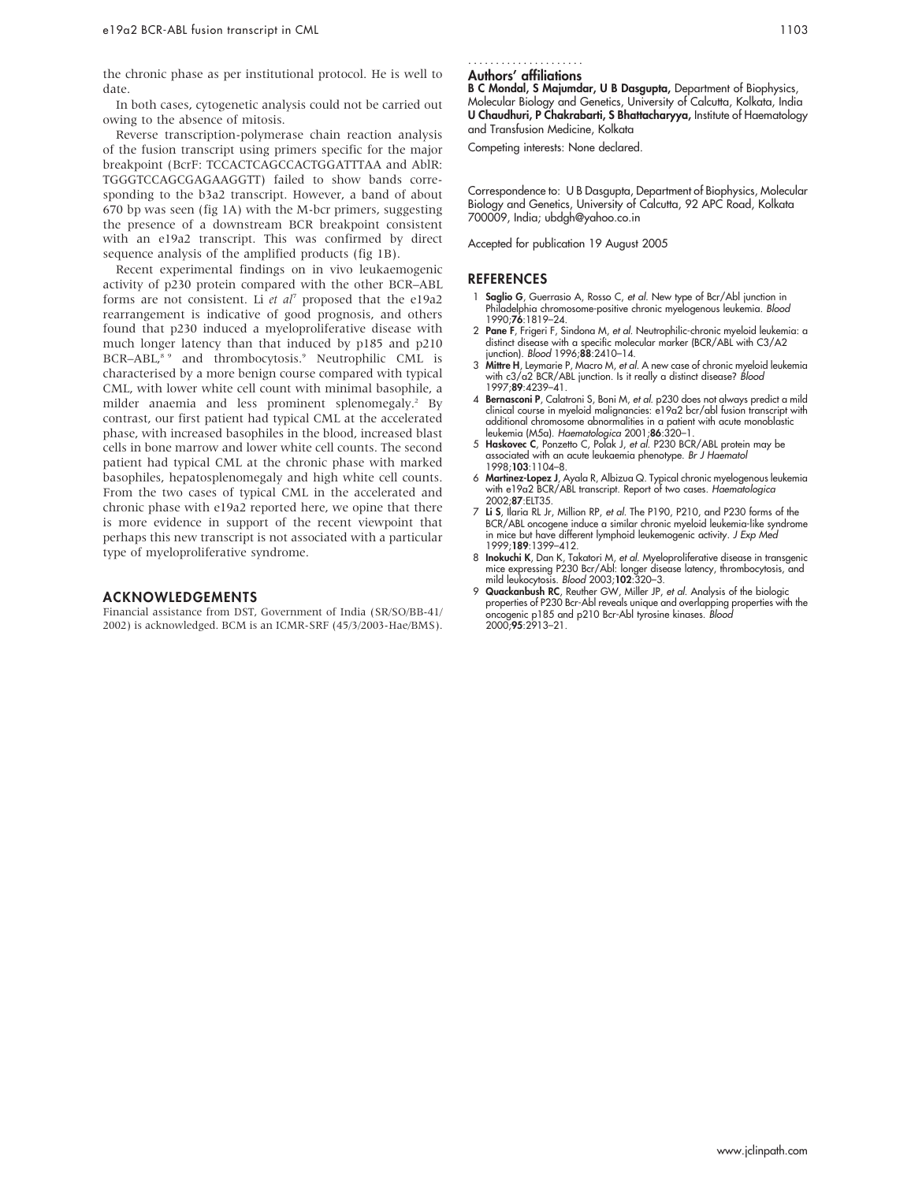the chronic phase as per institutional protocol. He is well to date.

In both cases, cytogenetic analysis could not be carried out owing to the absence of mitosis.

Reverse transcription-polymerase chain reaction analysis of the fusion transcript using primers specific for the major breakpoint (BcrF: TCCACTCAGCCACTGGATTTAA and AblR: TGGGTCCAGCGAGAAGGTT) failed to show bands corresponding to the b3a2 transcript. However, a band of about 670 bp was seen (fig 1A) with the M-bcr primers, suggesting the presence of a downstream BCR breakpoint consistent with an e19a2 transcript. This was confirmed by direct sequence analysis of the amplified products (fig 1B).

Recent experimental findings on in vivo leukaemogenic activity of p230 protein compared with the other BCR–ABL forms are not consistent. Li *et al*[7] proposed that the e19a2 rearrangement is indicative of good prognosis, and others found that p230 induced a myeloproliferative disease with much longer latency than that induced by p185 and p210 BCR–ABL,[8,9] and thrombocytosis.[9] Neutrophilic CML is characterised by a more benign course compared with typical CML, with lower white cell count with minimal basophile, a milder anaemia and less prominent splenomegaly.[2] By contrast, our first patient had typical CML at the accelerated phase, with increased basophiles in the blood, increased blast cells in bone marrow and lower white cell counts. The second patient had typical CML at the chronic phase with marked basophiles, hepatosplenomegaly and high white cell counts. From the two cases of typical CML in the accelerated and chronic phase with e19a2 reported here, we opine that there is more evidence in support of the recent viewpoint that perhaps this new transcript is not associated with a particular type of myeloproliferative syndrome.

## ACKNOWLEDGEMENTS

Financial assistance from DST, Government of India (SR/SO/BB-41/2002) is acknowledged. BCM is an ICMR-SRF (45/3/2003-Hae/BMS).

### Authors' affiliations

**B C Mondal, S Majumdar, U B Dasgupta,** Department of Biophysics, Molecular Biology and Genetics, University of Calcutta, Kolkata, India
**U Chaudhuri, P Chakrabarti, S Bhattacharyya,** Institute of Haematology and Transfusion Medicine, Kolkata

Competing interests: None declared.

Correspondence to: U B Dasgupta, Department of Biophysics, Molecular Biology and Genetics, University of Calcutta, 92 APC Road, Kolkata 700009, India; ubdgh@yahoo.co.in

Accepted for publication 19 August 2005

## REFERENCES

1. **Saglio G**, Guerrasio A, Rosso C, *et al*. New type of Bcr/Abl junction in Philadelphia chromosome-positive chronic myelogenous leukemia. *Blood* 1990;**76**:1819–24.
2. **Pane F**, Frigeri F, Sindona M, *et al*. Neutrophilic-chronic myeloid leukemia: a distinct disease with a specific molecular marker (BCR/ABL with C3/A2 junction). *Blood* 1996;**88**:2410–14.
3. **Mittre H**, Leymarie P, Macro M, *et al*. A new case of chronic myeloid leukemia with c3/a2 BCR/ABL junction. Is it really a distinct disease? *Blood* 1997;**89**:4239–41.
4. **Bernasconi P**, Calatroni S, Boni M, *et al*. p230 does not always predict a mild clinical course in myeloid malignancies: e19a2 bcr/abl fusion transcript with additional chromosome abnormalities in a patient with acute monoblastic leukemia (M5a). *Haematologica* 2001;**86**:320–1.
5. **Haskovec C**, Ponzetto C, Polak J, *et al*. P230 BCR/ABL protein may be associated with an acute leukaemia phenotype. *Br J Haematol* 1998;**103**:1104–8.
6. **Martinez-Lopez J**, Ayala R, Albizua Q. Typical chronic myelogenous leukemia with e19a2 BCR/ABL transcript. Report of two cases. *Haematologica* 2002;**87**:ELT35.
7. **Li S**, Ilaria RL Jr, Million RP, *et al*. The P190, P210, and P230 forms of the BCR/ABL oncogene induce a similar chronic myeloid leukemia-like syndrome in mice but have different lymphoid leukemogenic activity. *J Exp Med* 1999;**189**:1399–412.
8. **Inokuchi K**, Dan K, Takatori M, *et al*. Myeloproliferative disease in transgenic mice expressing P230 Bcr/Abl: longer disease latency, thrombocytosis, and mild leukocytosis. *Blood* 2003;**102**:320–3.
9. **Quackenbush RC**, Reuther GW, Miller JP, *et al*. Analysis of the biologic properties of P230 Bcr-Abl reveals unique and overlapping properties with the oncogenic p185 and p210 Bcr-Abl tyrosine kinases. *Blood* 2000;**95**:2913–21.